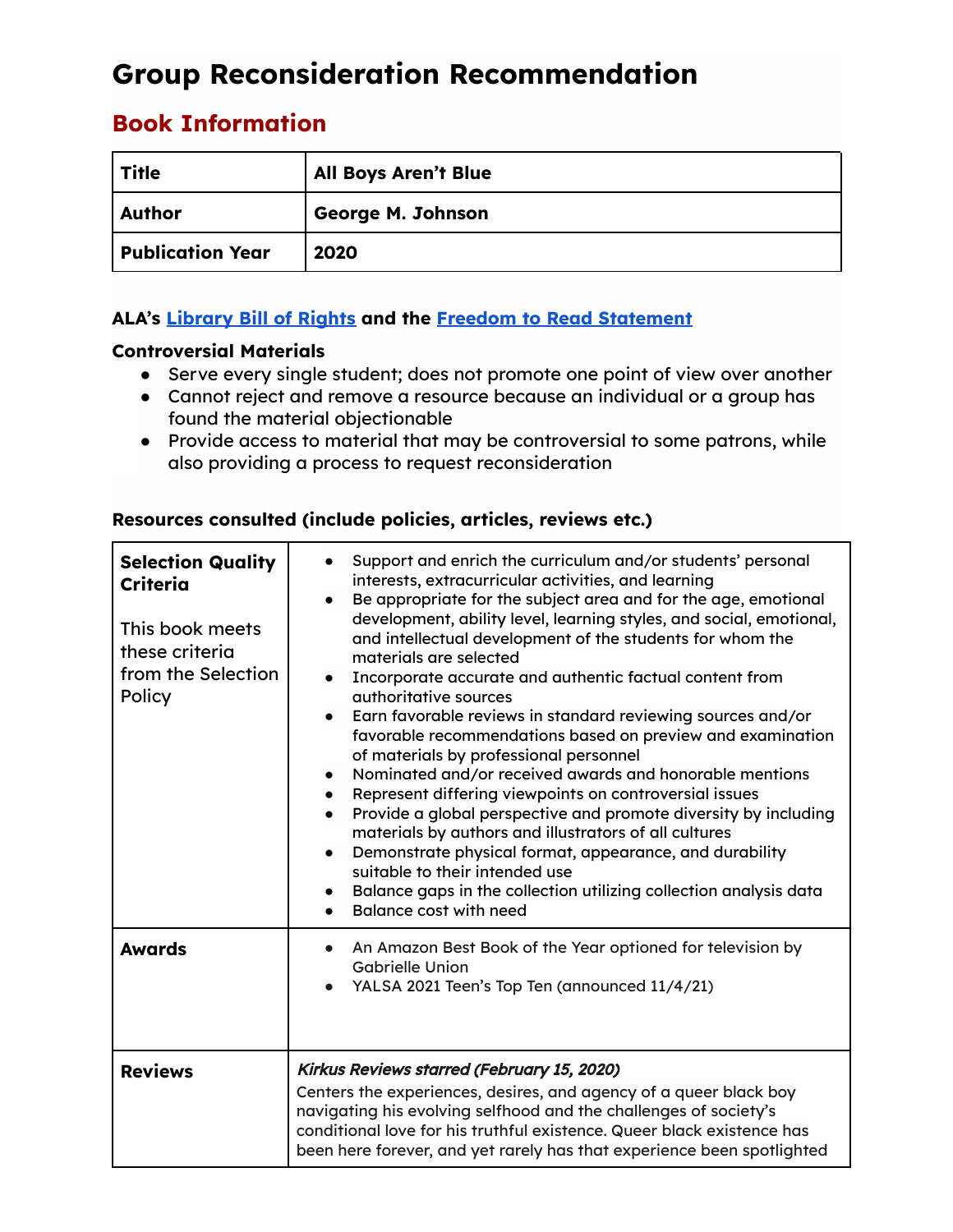# Group Reconsideration Recommendation

## Book Information

| Title | All Boys Aren't Blue |
| --- | --- |
| **Author** | **George M. Johnson** |
| **Publication Year** | **2020** |

**ALA's Library Bill of Rights and the Freedom to Read Statement**

**Controversial Materials**

- Serve every single student; does not promote one point of view over another
- Cannot reject and remove a resource because an individual or a group has found the material objectionable
- Provide access to material that may be controversial to some patrons, while also providing a process to request reconsideration

**Resources consulted (include policies, articles, reviews etc.)**

| **Selection Quality Criteria**<br><br>This book meets these criteria from the Selection Policy | • Support and enrich the curriculum and/or students' personal interests, extracurricular activities, and learning<br>• Be appropriate for the subject area and for the age, emotional development, ability level, learning styles, and social, emotional, and intellectual development of the students for whom the materials are selected<br>• Incorporate accurate and authentic factual content from authoritative sources<br>• Earn favorable reviews in standard reviewing sources and/or favorable recommendations based on preview and examination of materials by professional personnel<br>• Nominated and/or received awards and honorable mentions<br>• Represent differing viewpoints on controversial issues<br>• Provide a global perspective and promote diversity by including materials by authors and illustrators of all cultures<br>• Demonstrate physical format, appearance, and durability suitable to their intended use<br>• Balance gaps in the collection utilizing collection analysis data<br>• Balance cost with need |
| --- | --- |
| **Awards** | • An Amazon Best Book of the Year optioned for television by Gabrielle Union<br>• YALSA 2021 Teen's Top Ten (announced 11/4/21) |
| **Reviews** | ***Kirkus Reviews starred (February 15, 2020)***<br>Centers the experiences, desires, and agency of a queer black boy navigating his evolving selfhood and the challenges of society's conditional love for his truthful existence. Queer black existence has been here forever, and yet rarely has that experience been spotlighted |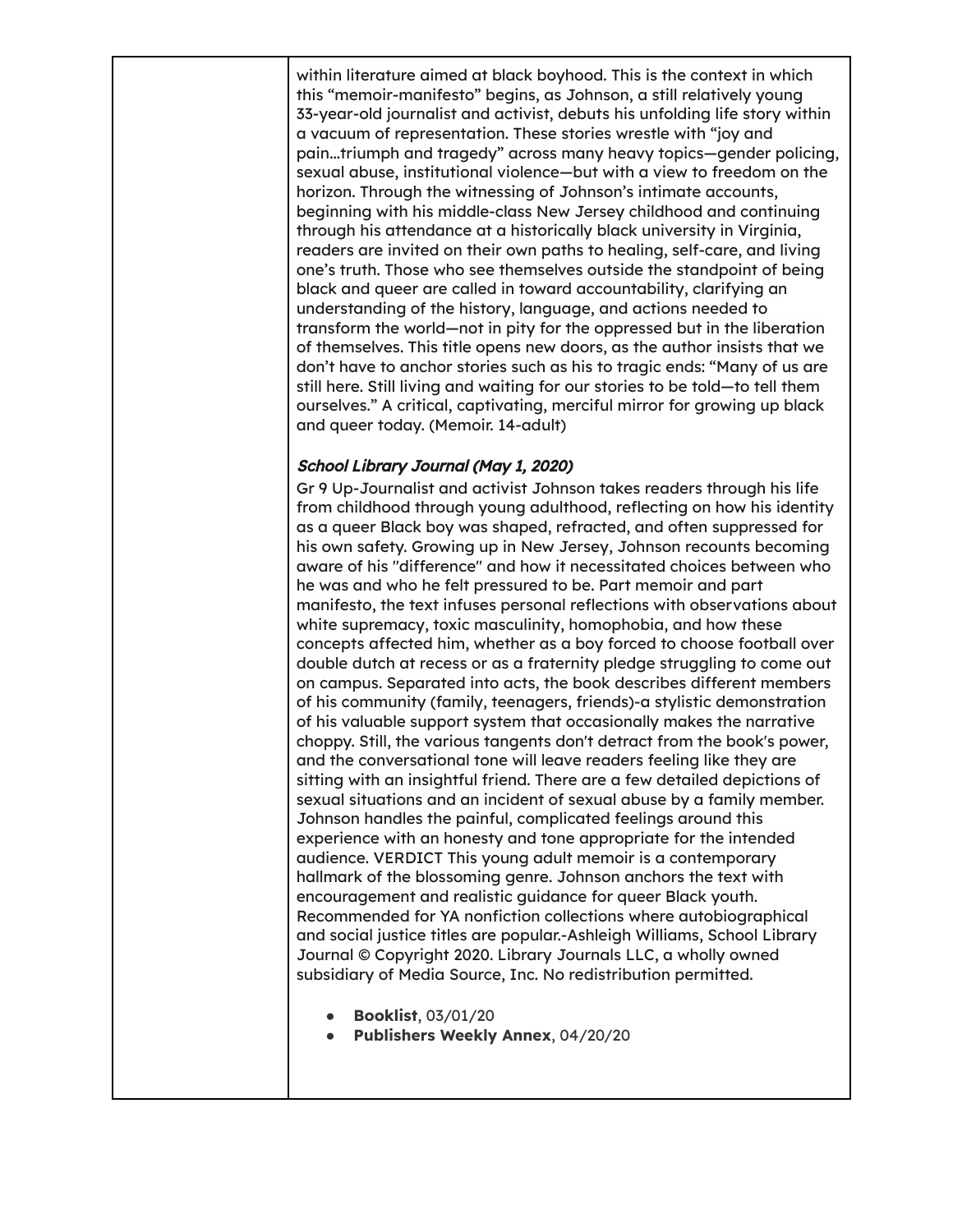within literature aimed at black boyhood. This is the context in which this "memoir-manifesto" begins, as Johnson, a still relatively young 33-year-old journalist and activist, debuts his unfolding life story within a vacuum of representation. These stories wrestle with "joy and pain…triumph and tragedy" across many heavy topics—gender policing, sexual abuse, institutional violence—but with a view to freedom on the horizon. Through the witnessing of Johnson's intimate accounts, beginning with his middle-class New Jersey childhood and continuing through his attendance at a historically black university in Virginia, readers are invited on their own paths to healing, self-care, and living one's truth. Those who see themselves outside the standpoint of being black and queer are called in toward accountability, clarifying an understanding of the history, language, and actions needed to transform the world—not in pity for the oppressed but in the liberation of themselves. This title opens new doors, as the author insists that we don't have to anchor stories such as his to tragic ends: "Many of us are still here. Still living and waiting for our stories to be told—to tell them ourselves." A critical, captivating, merciful mirror for growing up black and queer today. (Memoir. 14-adult)

***School Library Journal (May 1, 2020)***

Gr 9 Up-Journalist and activist Johnson takes readers through his life from childhood through young adulthood, reflecting on how his identity as a queer Black boy was shaped, refracted, and often suppressed for his own safety. Growing up in New Jersey, Johnson recounts becoming aware of his "difference" and how it necessitated choices between who he was and who he felt pressured to be. Part memoir and part manifesto, the text infuses personal reflections with observations about white supremacy, toxic masculinity, homophobia, and how these concepts affected him, whether as a boy forced to choose football over double dutch at recess or as a fraternity pledge struggling to come out on campus. Separated into acts, the book describes different members of his community (family, teenagers, friends)-a stylistic demonstration of his valuable support system that occasionally makes the narrative choppy. Still, the various tangents don't detract from the book's power, and the conversational tone will leave readers feeling like they are sitting with an insightful friend. There are a few detailed depictions of sexual situations and an incident of sexual abuse by a family member. Johnson handles the painful, complicated feelings around this experience with an honesty and tone appropriate for the intended audience. VERDICT This young adult memoir is a contemporary hallmark of the blossoming genre. Johnson anchors the text with encouragement and realistic guidance for queer Black youth. Recommended for YA nonfiction collections where autobiographical and social justice titles are popular.-Ashleigh Williams, School Library Journal © Copyright 2020. Library Journals LLC, a wholly owned subsidiary of Media Source, Inc. No redistribution permitted.

- **Booklist**, 03/01/20
- **Publishers Weekly Annex**, 04/20/20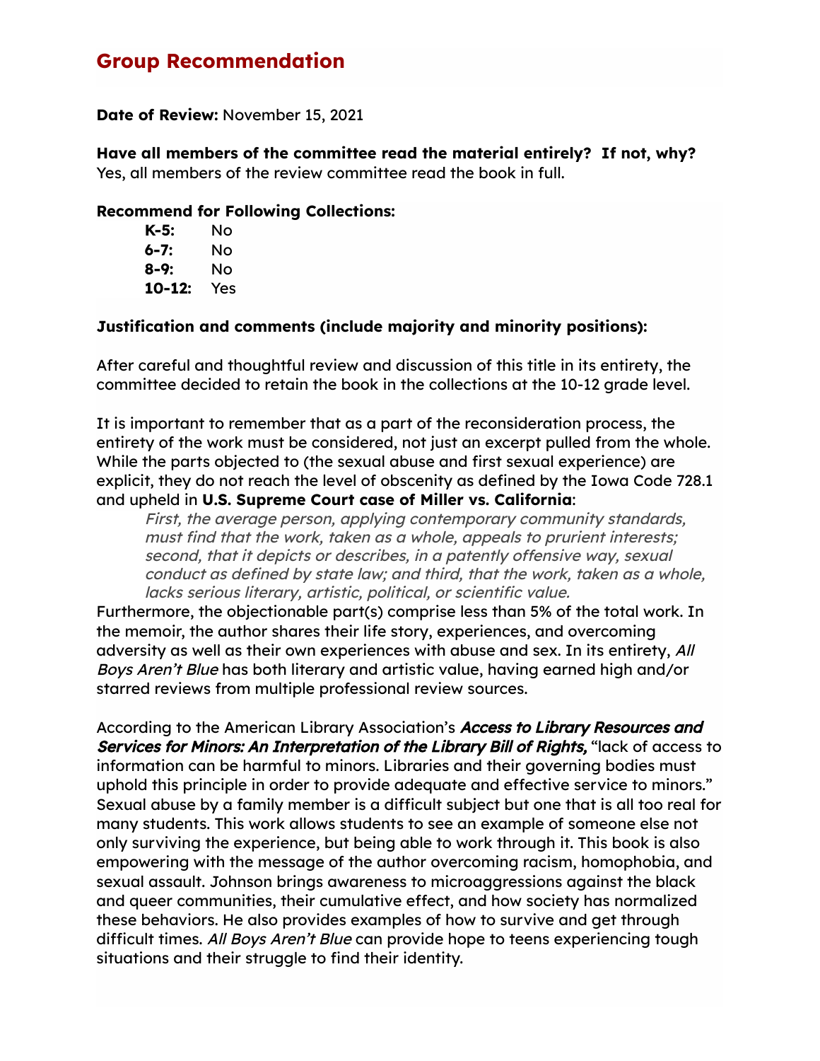## Group Recommendation

**Date of Review:** November 15, 2021

**Have all members of the committee read the material entirely? If not, why?**
Yes, all members of the review committee read the book in full.

**Recommend for Following Collections:**

| | |
|---|---|
| **K-5:** | No |
| **6-7:** | No |
| **8-9:** | No |
| **10-12:** | Yes |

**Justification and comments (include majority and minority positions):**

After careful and thoughtful review and discussion of this title in its entirety, the committee decided to retain the book in the collections at the 10-12 grade level.

It is important to remember that as a part of the reconsideration process, the entirety of the work must be considered, not just an excerpt pulled from the whole. While the parts objected to (the sexual abuse and first sexual experience) are explicit, they do not reach the level of obscenity as defined by the Iowa Code 728.1 and upheld in **U.S. Supreme Court case of Miller vs. California**:

> *First, the average person, applying contemporary community standards, must find that the work, taken as a whole, appeals to prurient interests; second, that it depicts or describes, in a patently offensive way, sexual conduct as defined by state law; and third, that the work, taken as a whole, lacks serious literary, artistic, political, or scientific value.*

Furthermore, the objectionable part(s) comprise less than 5% of the total work. In the memoir, the author shares their life story, experiences, and overcoming adversity as well as their own experiences with abuse and sex. In its entirety, *All Boys Aren't Blue* has both literary and artistic value, having earned high and/or starred reviews from multiple professional review sources.

According to the American Library Association's ***Access to Library Resources and Services for Minors: An Interpretation of the Library Bill of Rights,*** "lack of access to information can be harmful to minors. Libraries and their governing bodies must uphold this principle in order to provide adequate and effective service to minors." Sexual abuse by a family member is a difficult subject but one that is all too real for many students. This work allows students to see an example of someone else not only surviving the experience, but being able to work through it. This book is also empowering with the message of the author overcoming racism, homophobia, and sexual assault. Johnson brings awareness to microaggressions against the black and queer communities, their cumulative effect, and how society has normalized these behaviors. He also provides examples of how to survive and get through difficult times. *All Boys Aren't Blue* can provide hope to teens experiencing tough situations and their struggle to find their identity.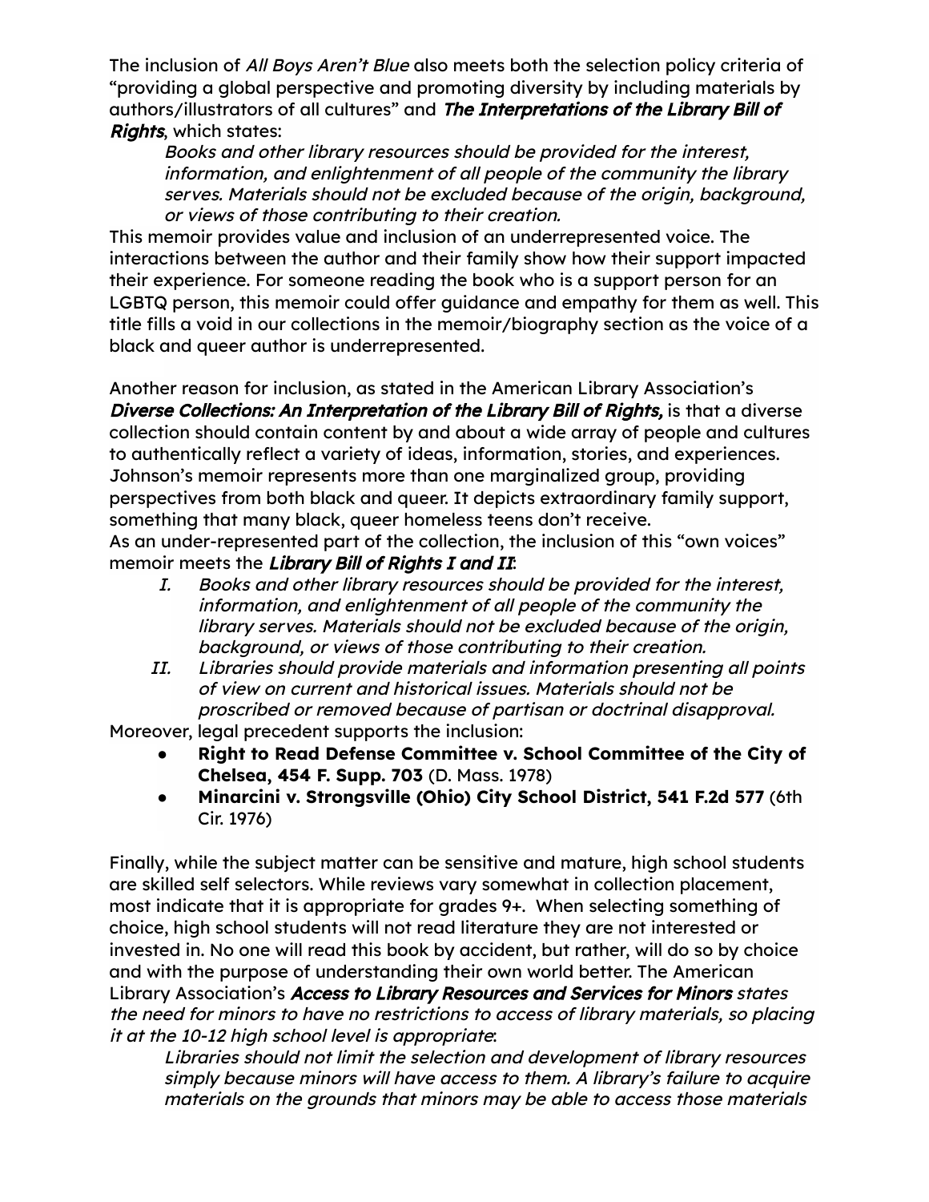The inclusion of *All Boys Aren't Blue* also meets both the selection policy criteria of "providing a global perspective and promoting diversity by including materials by authors/illustrators of all cultures" and ***The Interpretations of the Library Bill of Rights***, which states:

> *Books and other library resources should be provided for the interest, information, and enlightenment of all people of the community the library serves. Materials should not be excluded because of the origin, background, or views of those contributing to their creation.*

This memoir provides value and inclusion of an underrepresented voice. The interactions between the author and their family show how their support impacted their experience. For someone reading the book who is a support person for an LGBTQ person, this memoir could offer guidance and empathy for them as well. This title fills a void in our collections in the memoir/biography section as the voice of a black and queer author is underrepresented.

Another reason for inclusion, as stated in the American Library Association's ***Diverse Collections: An Interpretation of the Library Bill of Rights,*** is that a diverse collection should contain content by and about a wide array of people and cultures to authentically reflect a variety of ideas, information, stories, and experiences. Johnson's memoir represents more than one marginalized group, providing perspectives from both black and queer. It depicts extraordinary family support, something that many black, queer homeless teens don't receive.
As an under-represented part of the collection, the inclusion of this "own voices" memoir meets the ***Library Bill of Rights I and II***:

I. *Books and other library resources should be provided for the interest, information, and enlightenment of all people of the community the library serves. Materials should not be excluded because of the origin, background, or views of those contributing to their creation.*
II. *Libraries should provide materials and information presenting all points of view on current and historical issues. Materials should not be proscribed or removed because of partisan or doctrinal disapproval.*

Moreover, legal precedent supports the inclusion:

- **Right to Read Defense Committee v. School Committee of the City of Chelsea, 454 F. Supp. 703** (D. Mass. 1978)
- **Minarcini v. Strongsville (Ohio) City School District, 541 F.2d 577** (6th Cir. 1976)

Finally, while the subject matter can be sensitive and mature, high school students are skilled self selectors. While reviews vary somewhat in collection placement, most indicate that it is appropriate for grades 9+. When selecting something of choice, high school students will not read literature they are not interested or invested in. No one will read this book by accident, but rather, will do so by choice and with the purpose of understanding their own world better. The American Library Association's ***Access to Library Resources and Services for Minors*** *states the need for minors to have no restrictions to access of library materials, so placing it at the 10-12 high school level is appropriate*:

> *Libraries should not limit the selection and development of library resources simply because minors will have access to them. A library's failure to acquire materials on the grounds that minors may be able to access those materials*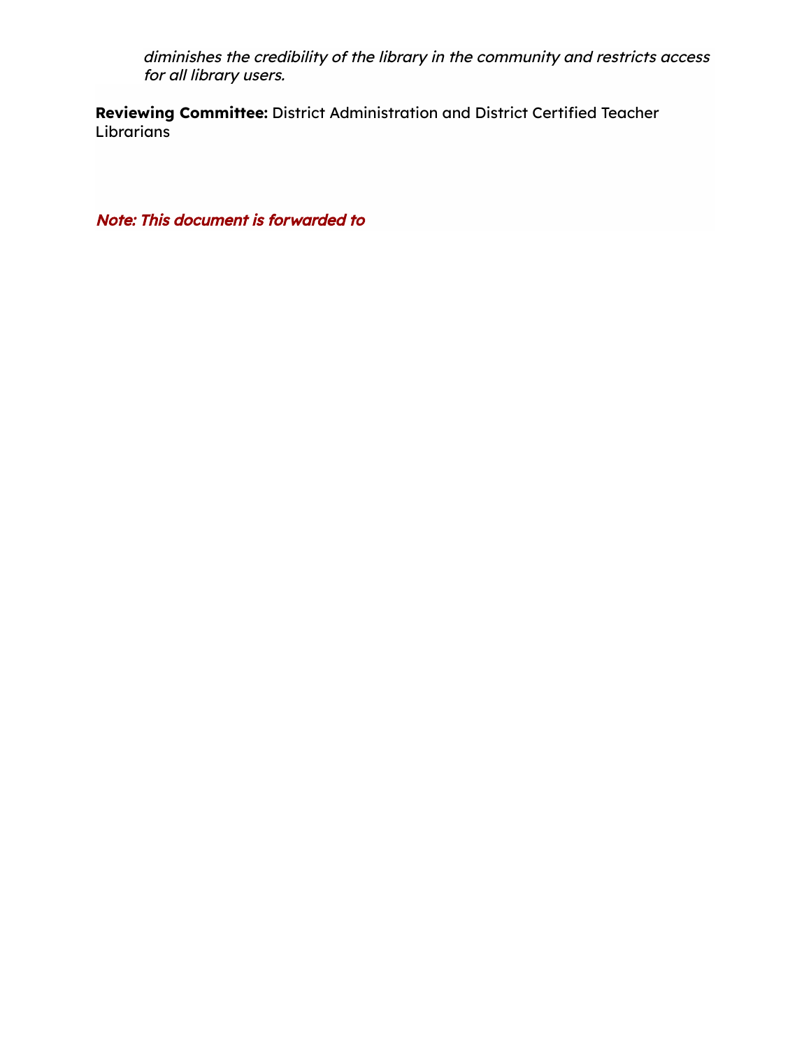*diminishes the credibility of the library in the community and restricts access for all library users.*

**Reviewing Committee:** District Administration and District Certified Teacher Librarians

***Note: This document is forwarded to***